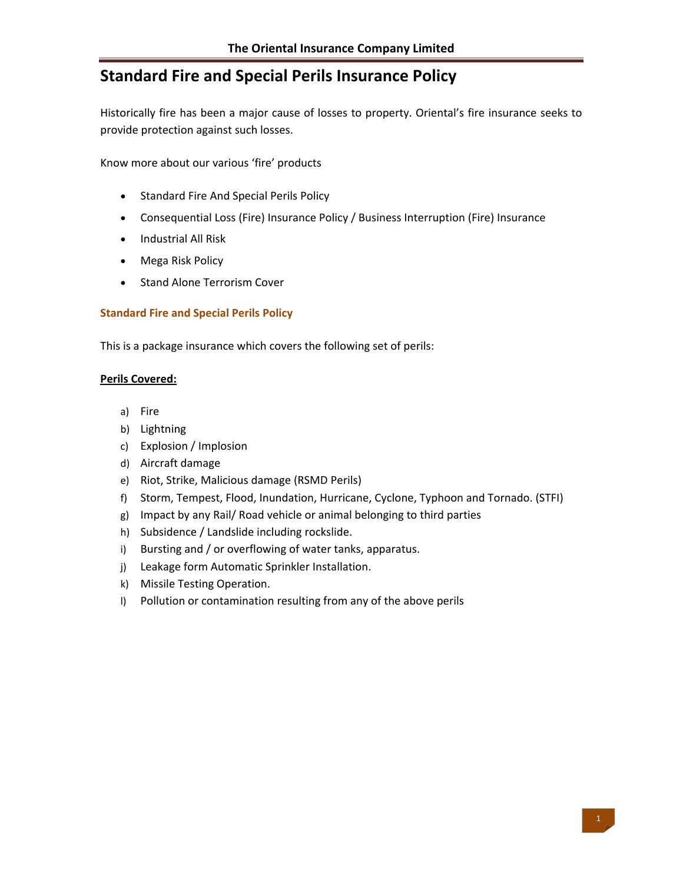# Standard Fire and Special Perils Insurance Policy

Historically fire has been a major cause of losses to property. Oriental's fire insurance seeks to provide protection against such losses.

Know more about our various 'fire' products

- Standard Fire And Special Perils Policy
- Consequential Loss (Fire) Insurance Policy / Business Interruption (Fire) Insurance
- Industrial All Risk
- Mega Risk Policy
- Stand Alone Terrorism Cover

## Standard Fire and Special Perils Policy

This is a package insurance which covers the following set of perils:

**Perils Covered:**

a) Fire
b) Lightning
c) Explosion / Implosion
d) Aircraft damage
e) Riot, Strike, Malicious damage (RSMD Perils)
f) Storm, Tempest, Flood, Inundation, Hurricane, Cyclone, Typhoon and Tornado. (STFI)
g) Impact by any Rail/ Road vehicle or animal belonging to third parties
h) Subsidence / Landslide including rockslide.
i) Bursting and / or overflowing of water tanks, apparatus.
j) Leakage form Automatic Sprinkler Installation.
k) Missile Testing Operation.
l) Pollution or contamination resulting from any of the above perils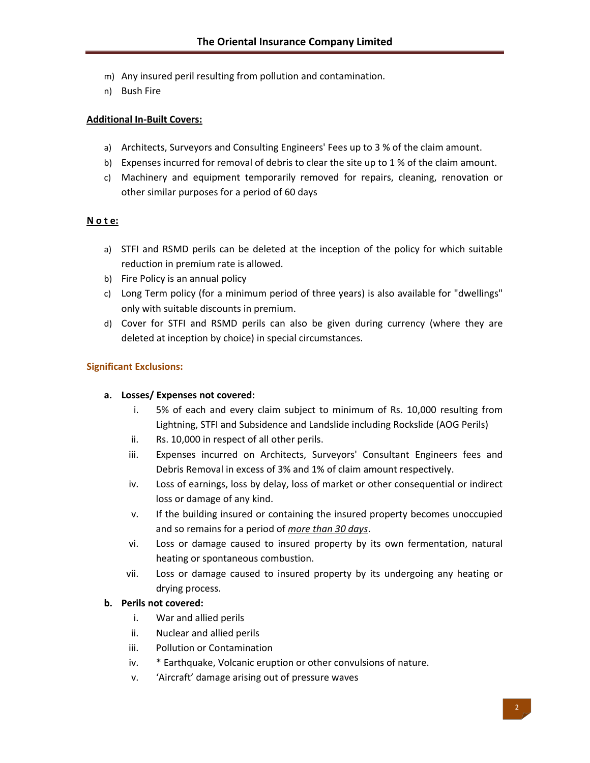m) Any insured peril resulting from pollution and contamination.
n) Bush Fire

**Additional In-Built Covers:**

a) Architects, Surveyors and Consulting Engineers' Fees up to 3 % of the claim amount.
b) Expenses incurred for removal of debris to clear the site up to 1 % of the claim amount.
c) Machinery and equipment temporarily removed for repairs, cleaning, renovation or other similar purposes for a period of 60 days

**N o t e:**

a) STFI and RSMD perils can be deleted at the inception of the policy for which suitable reduction in premium rate is allowed.
b) Fire Policy is an annual policy
c) Long Term policy (for a minimum period of three years) is also available for "dwellings" only with suitable discounts in premium.
d) Cover for STFI and RSMD perils can also be given during currency (where they are deleted at inception by choice) in special circumstances.

## Significant Exclusions:

**a. Losses/ Expenses not covered:**

i. 5% of each and every claim subject to minimum of Rs. 10,000 resulting from Lightning, STFI and Subsidence and Landslide including Rockslide (AOG Perils)
ii. Rs. 10,000 in respect of all other perils.
iii. Expenses incurred on Architects, Surveyors' Consultant Engineers fees and Debris Removal in excess of 3% and 1% of claim amount respectively.
iv. Loss of earnings, loss by delay, loss of market or other consequential or indirect loss or damage of any kind.
v. If the building insured or containing the insured property becomes unoccupied and so remains for a period of *more than 30 days*.
vi. Loss or damage caused to insured property by its own fermentation, natural heating or spontaneous combustion.
vii. Loss or damage caused to insured property by its undergoing any heating or drying process.

**b. Perils not covered:**

i. War and allied perils
ii. Nuclear and allied perils
iii. Pollution or Contamination
iv. * Earthquake, Volcanic eruption or other convulsions of nature.
v. 'Aircraft' damage arising out of pressure waves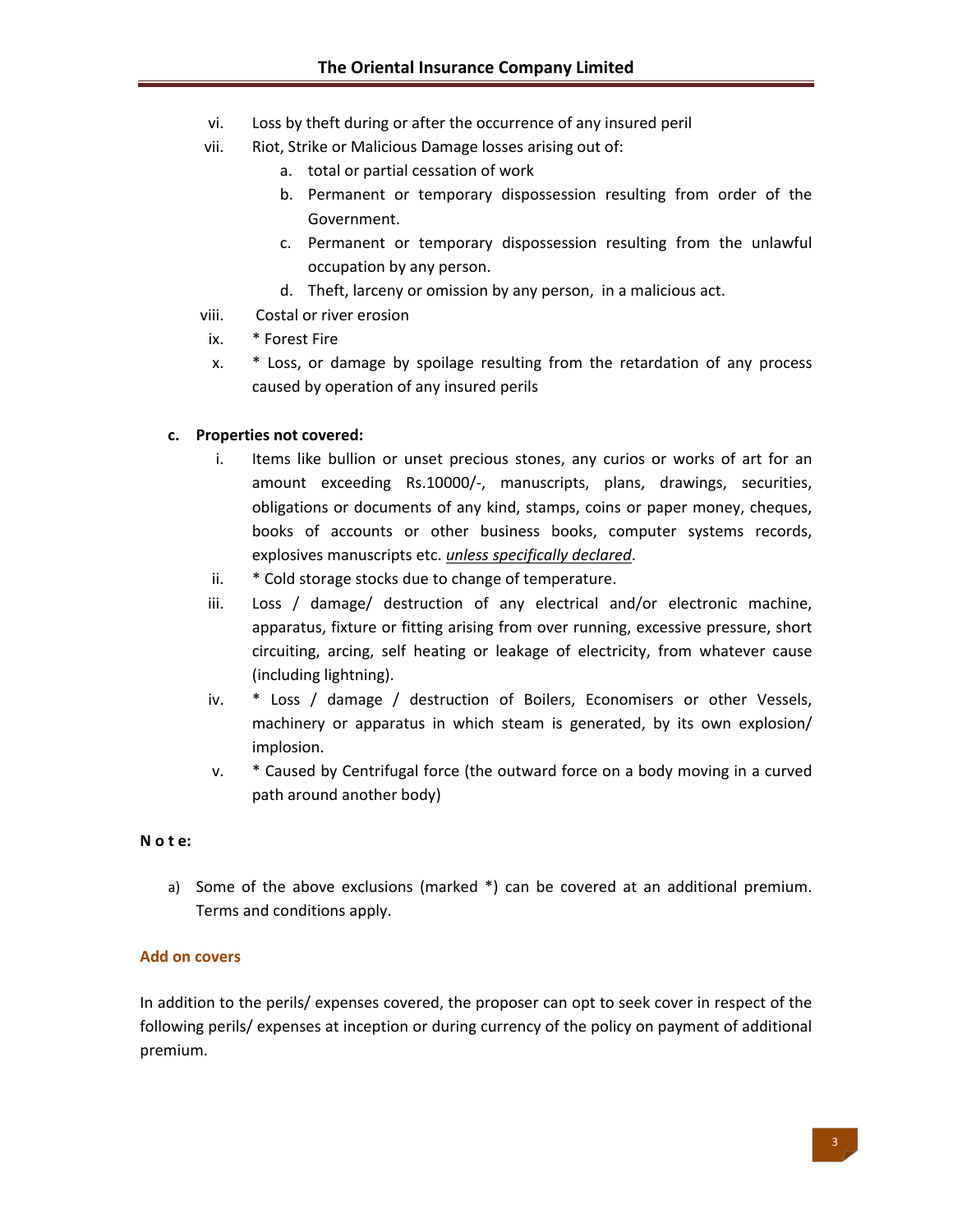vi. Loss by theft during or after the occurrence of any insured peril

vii. Riot, Strike or Malicious Damage losses arising out of:

   a. total or partial cessation of work
   b. Permanent or temporary dispossession resulting from order of the Government.
   c. Permanent or temporary dispossession resulting from the unlawful occupation by any person.
   d. Theft, larceny or omission by any person, in a malicious act.

viii. Costal or river erosion

ix. * Forest Fire

x. * Loss, or damage by spoilage resulting from the retardation of any process caused by operation of any insured perils

**c. Properties not covered:**

i. Items like bullion or unset precious stones, any curios or works of art for an amount exceeding Rs.10000/-, manuscripts, plans, drawings, securities, obligations or documents of any kind, stamps, coins or paper money, cheques, books of accounts or other business books, computer systems records, explosives manuscripts etc. *unless specifically declared*.

ii. * Cold storage stocks due to change of temperature.

iii. Loss / damage/ destruction of any electrical and/or electronic machine, apparatus, fixture or fitting arising from over running, excessive pressure, short circuiting, arcing, self heating or leakage of electricity, from whatever cause (including lightning).

iv. * Loss / damage / destruction of Boilers, Economisers or other Vessels, machinery or apparatus in which steam is generated, by its own explosion/ implosion.

v. * Caused by Centrifugal force (the outward force on a body moving in a curved path around another body)

**N o t e:**

a) Some of the above exclusions (marked *) can be covered at an additional premium. Terms and conditions apply.

### Add on covers

In addition to the perils/ expenses covered, the proposer can opt to seek cover in respect of the following perils/ expenses at inception or during currency of the policy on payment of additional premium.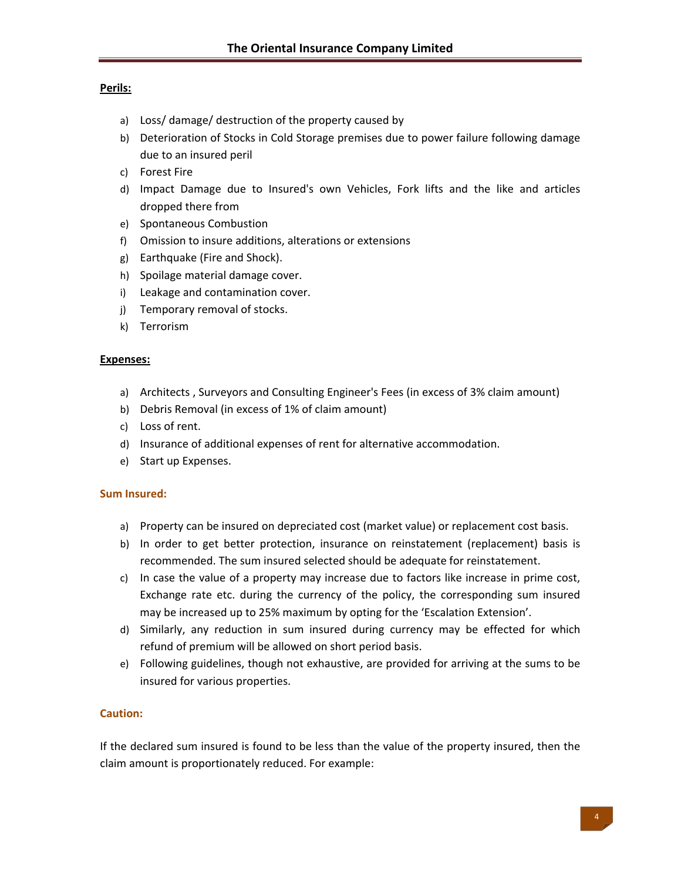**Perils:**

a) Loss/ damage/ destruction of the property caused by
b) Deterioration of Stocks in Cold Storage premises due to power failure following damage due to an insured peril
c) Forest Fire
d) Impact Damage due to Insured's own Vehicles, Fork lifts and the like and articles dropped there from
e) Spontaneous Combustion
f) Omission to insure additions, alterations or extensions
g) Earthquake (Fire and Shock).
h) Spoilage material damage cover.
i) Leakage and contamination cover.
j) Temporary removal of stocks.
k) Terrorism

**Expenses:**

a) Architects , Surveyors and Consulting Engineer's Fees (in excess of 3% claim amount)
b) Debris Removal (in excess of 1% of claim amount)
c) Loss of rent.
d) Insurance of additional expenses of rent for alternative accommodation.
e) Start up Expenses.

**Sum Insured:**

a) Property can be insured on depreciated cost (market value) or replacement cost basis.
b) In order to get better protection, insurance on reinstatement (replacement) basis is recommended. The sum insured selected should be adequate for reinstatement.
c) In case the value of a property may increase due to factors like increase in prime cost, Exchange rate etc. during the currency of the policy, the corresponding sum insured may be increased up to 25% maximum by opting for the 'Escalation Extension'.
d) Similarly, any reduction in sum insured during currency may be effected for which refund of premium will be allowed on short period basis.
e) Following guidelines, though not exhaustive, are provided for arriving at the sums to be insured for various properties.

**Caution:**

If the declared sum insured is found to be less than the value of the property insured, then the claim amount is proportionately reduced. For example: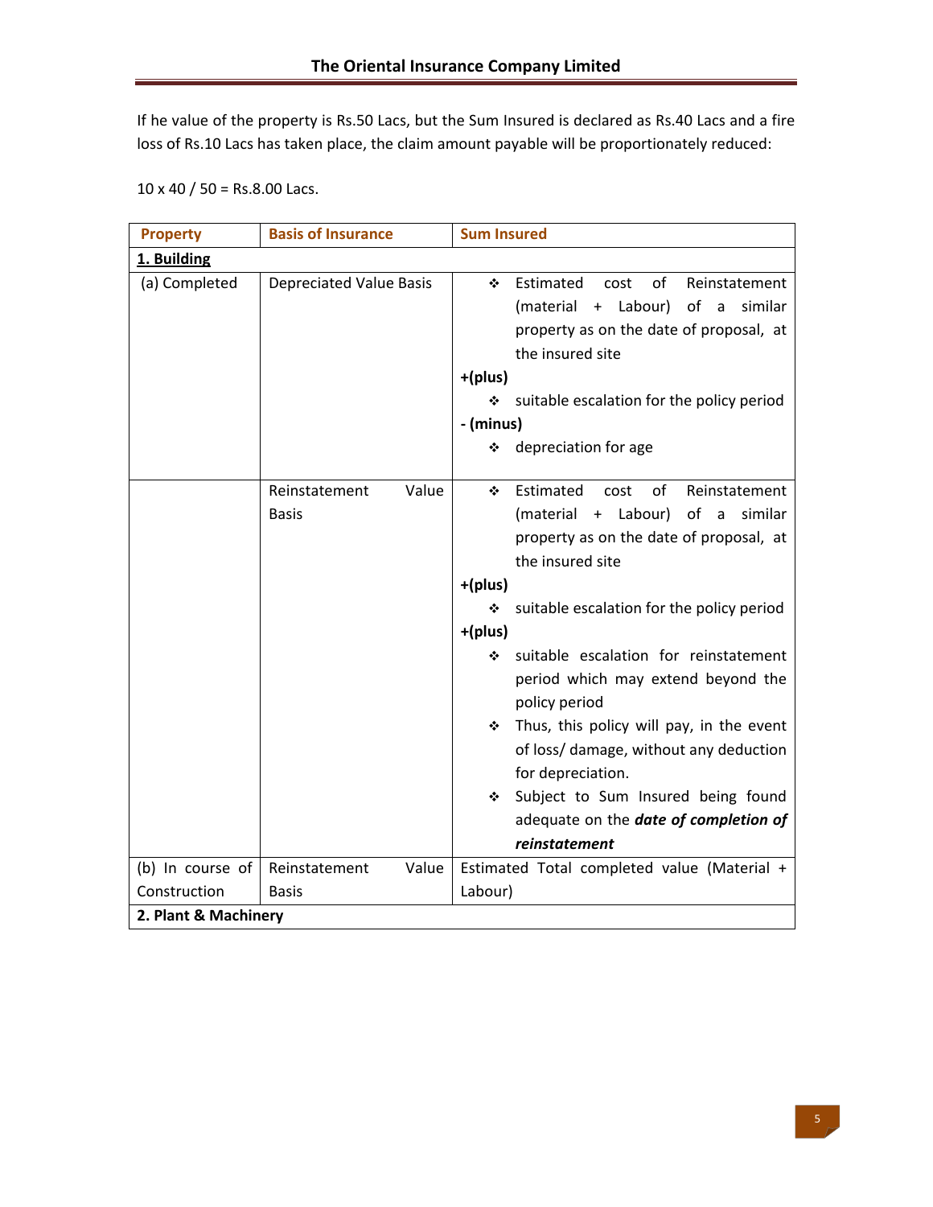If he value of the property is Rs.50 Lacs, but the Sum Insured is declared as Rs.40 Lacs and a fire loss of Rs.10 Lacs has taken place, the claim amount payable will be proportionately reduced:

10 x 40 / 50 = Rs.8.00 Lacs.

| Property | Basis of Insurance | Sum Insured |
|---|---|---|
| **1. Building** | | |
| (a) Completed | Depreciated Value Basis | ❖ Estimated cost of Reinstatement (material + Labour) of a similar property as on the date of proposal, at the insured site<br>**+(plus)**<br>❖ suitable escalation for the policy period<br>**- (minus)**<br>❖ depreciation for age |
| | Reinstatement Value Basis | ❖ Estimated cost of Reinstatement (material + Labour) of a similar property as on the date of proposal, at the insured site<br>**+(plus)**<br>❖ suitable escalation for the policy period<br>**+(plus)**<br>❖ suitable escalation for reinstatement period which may extend beyond the policy period<br>❖ Thus, this policy will pay, in the event of loss/ damage, without any deduction for depreciation.<br>❖ Subject to Sum Insured being found adequate on the ***date of completion of reinstatement*** |
| (b) In course of Construction | Reinstatement Value Basis | Estimated Total completed value (Material + Labour) |
| **2. Plant & Machinery** | | |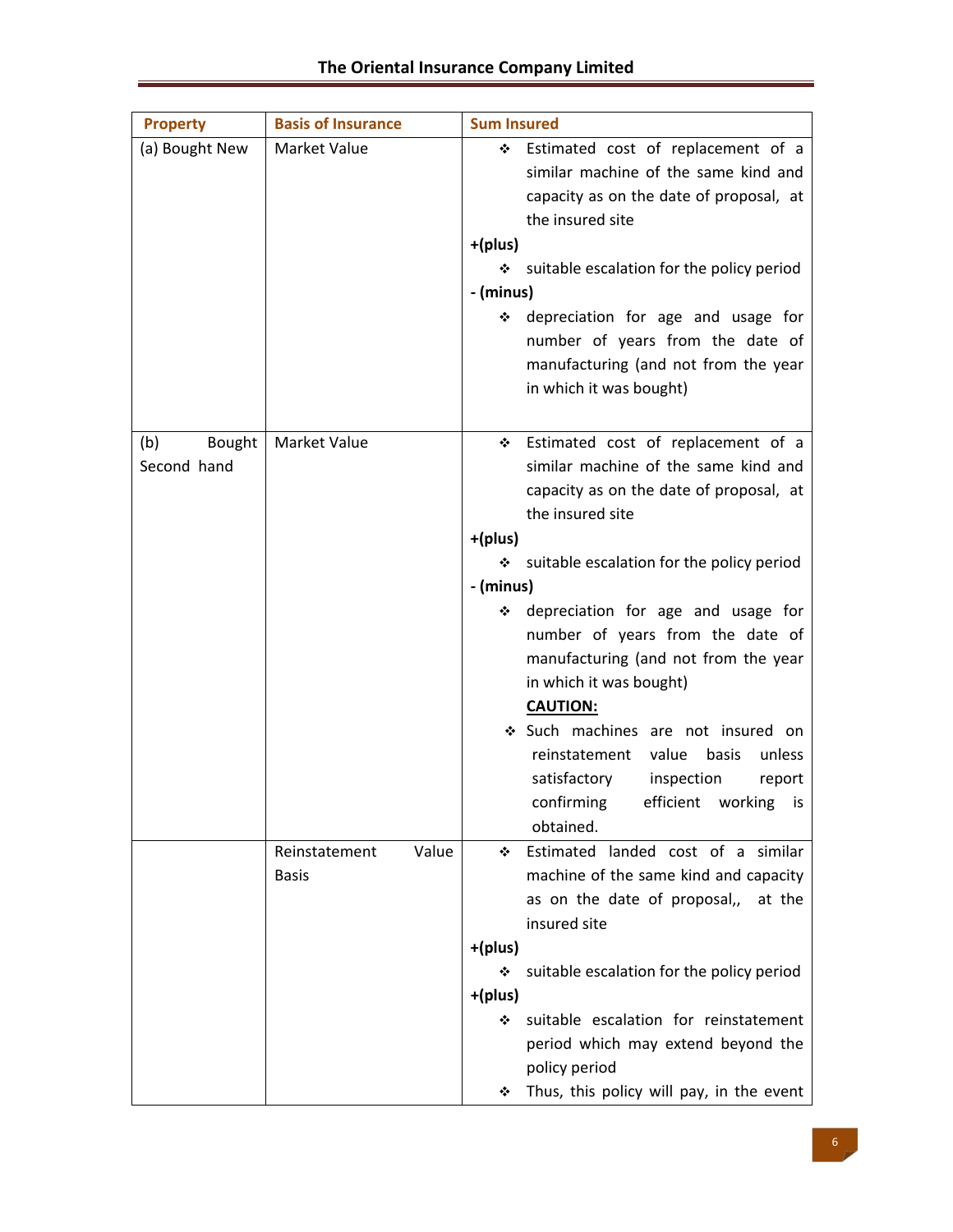| Property | Basis of Insurance | Sum Insured |
|---|---|---|
| (a) Bought New | Market Value | ❖ Estimated cost of replacement of a similar machine of the same kind and capacity as on the date of proposal, at the insured site<br>**+(plus)**<br>❖ suitable escalation for the policy period<br>**- (minus)**<br>❖ depreciation for age and usage for number of years from the date of manufacturing (and not from the year in which it was bought) |
| (b) Bought Second hand | Market Value | ❖ Estimated cost of replacement of a similar machine of the same kind and capacity as on the date of proposal, at the insured site<br>**+(plus)**<br>❖ suitable escalation for the policy period<br>**- (minus)**<br>❖ depreciation for age and usage for number of years from the date of manufacturing (and not from the year in which it was bought)<br>**<u>CAUTION:</u>**<br>❖ Such machines are not insured on reinstatement value basis unless satisfactory inspection report confirming efficient working is obtained. |
| | Reinstatement Value Basis | ❖ Estimated landed cost of a similar machine of the same kind and capacity as on the date of proposal,, at the insured site<br>**+(plus)**<br>❖ suitable escalation for the policy period<br>**+(plus)**<br>❖ suitable escalation for reinstatement period which may extend beyond the policy period<br>❖ Thus, this policy will pay, in the event |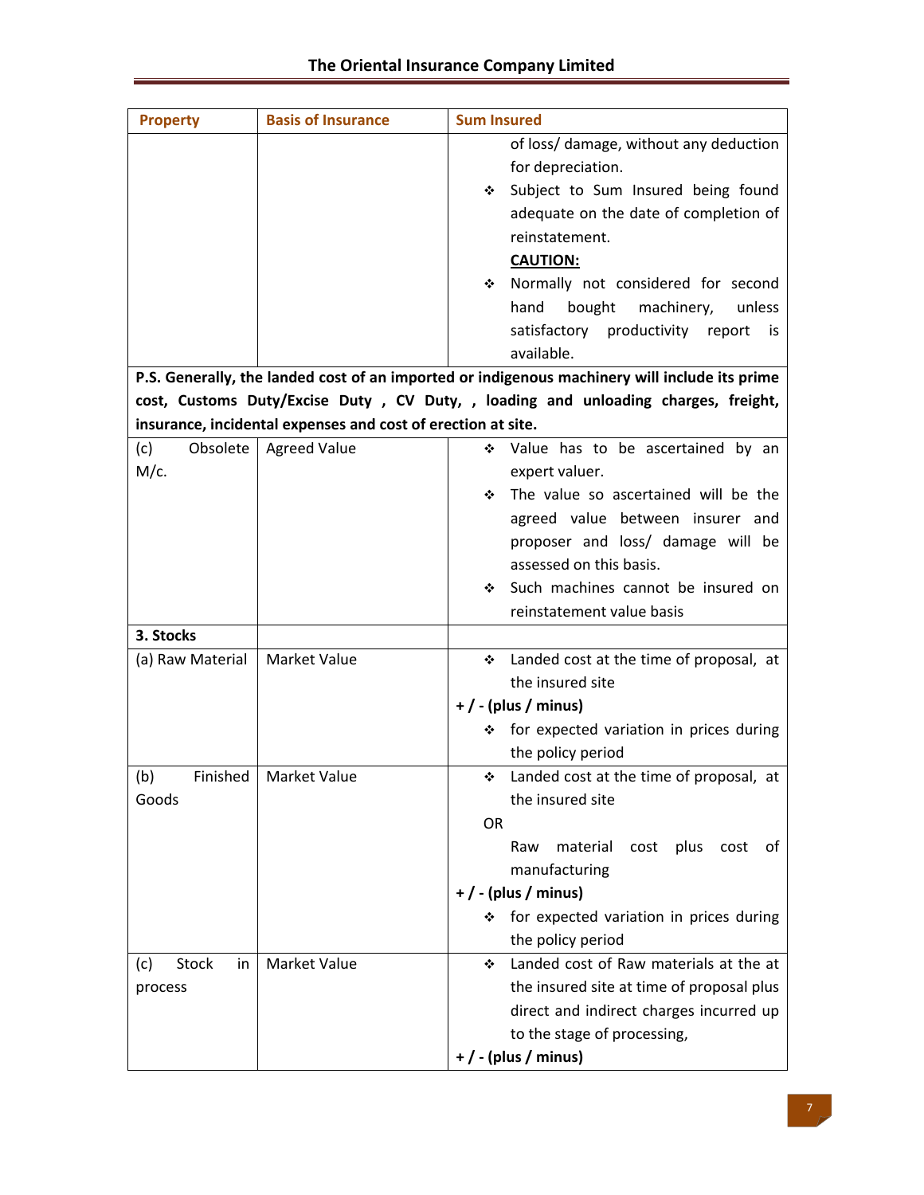| Property | Basis of Insurance | Sum Insured |
|---|---|---|
| | | of loss/ damage, without any deduction for depreciation.<br>❖ Subject to Sum Insured being found adequate on the date of completion of reinstatement.<br>**CAUTION:**<br>❖ Normally not considered for second hand bought machinery, unless satisfactory productivity report is available. |
| **P.S. Generally, the landed cost of an imported or indigenous machinery will include its prime cost, Customs Duty/Excise Duty , CV Duty, , loading and unloading charges, freight, insurance, incidental expenses and cost of erection at site.** | | |
| (c) Obsolete M/c. | Agreed Value | ❖ Value has to be ascertained by an expert valuer.<br>❖ The value so ascertained will be the agreed value between insurer and proposer and loss/ damage will be assessed on this basis.<br>❖ Such machines cannot be insured on reinstatement value basis |
| **3. Stocks** | | |
| (a) Raw Material | Market Value | ❖ Landed cost at the time of proposal, at the insured site<br>**+ / - (plus / minus)**<br>❖ for expected variation in prices during the policy period |
| (b) Finished Goods | Market Value | ❖ Landed cost at the time of proposal, at the insured site<br>OR<br>Raw material cost plus cost of manufacturing<br>**+ / - (plus / minus)**<br>❖ for expected variation in prices during the policy period |
| (c) Stock in process | Market Value | ❖ Landed cost of Raw materials at the at the insured site at time of proposal plus direct and indirect charges incurred up to the stage of processing,<br>**+ / - (plus / minus)** |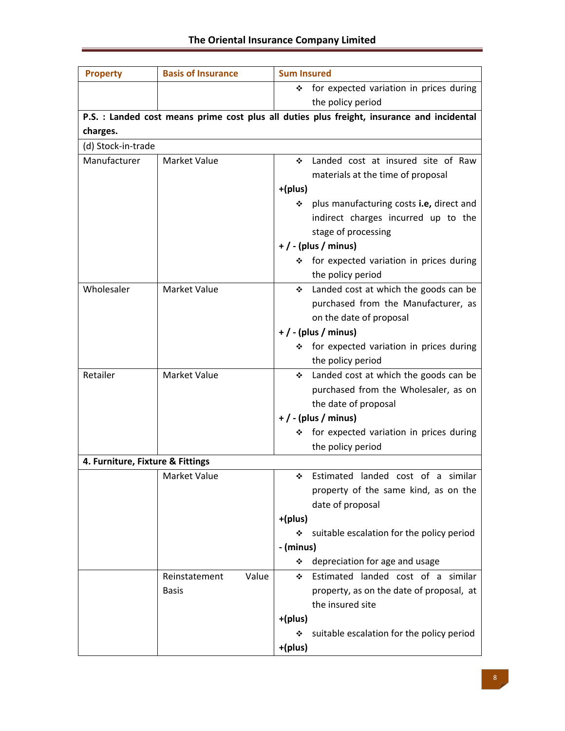| Property | Basis of Insurance | Sum Insured |
|---|---|---|
| | | ❖ for expected variation in prices during the policy period |
| **P.S. : Landed cost means prime cost plus all duties plus freight, insurance and incidental charges.** | | |
| (d) Stock-in-trade | | |
| Manufacturer | Market Value | ❖ Landed cost at insured site of Raw materials at the time of proposal<br>**+(plus)**<br>❖ plus manufacturing costs **i.e,** direct and indirect charges incurred up to the stage of processing<br>**+ / - (plus / minus)**<br>❖ for expected variation in prices during the policy period |
| Wholesaler | Market Value | ❖ Landed cost at which the goods can be purchased from the Manufacturer, as on the date of proposal<br>**+ / - (plus / minus)**<br>❖ for expected variation in prices during the policy period |
| Retailer | Market Value | ❖ Landed cost at which the goods can be purchased from the Wholesaler, as on the date of proposal<br>**+ / - (plus / minus)**<br>❖ for expected variation in prices during the policy period |
| **4. Furniture, Fixture & Fittings** | | |
| | Market Value | ❖ Estimated landed cost of a similar property of the same kind, as on the date of proposal<br>**+(plus)**<br>❖ suitable escalation for the policy period<br>**- (minus)**<br>❖ depreciation for age and usage |
| | Reinstatement Value Basis | ❖ Estimated landed cost of a similar property, as on the date of proposal, at the insured site<br>**+(plus)**<br>❖ suitable escalation for the policy period<br>**+(plus)** |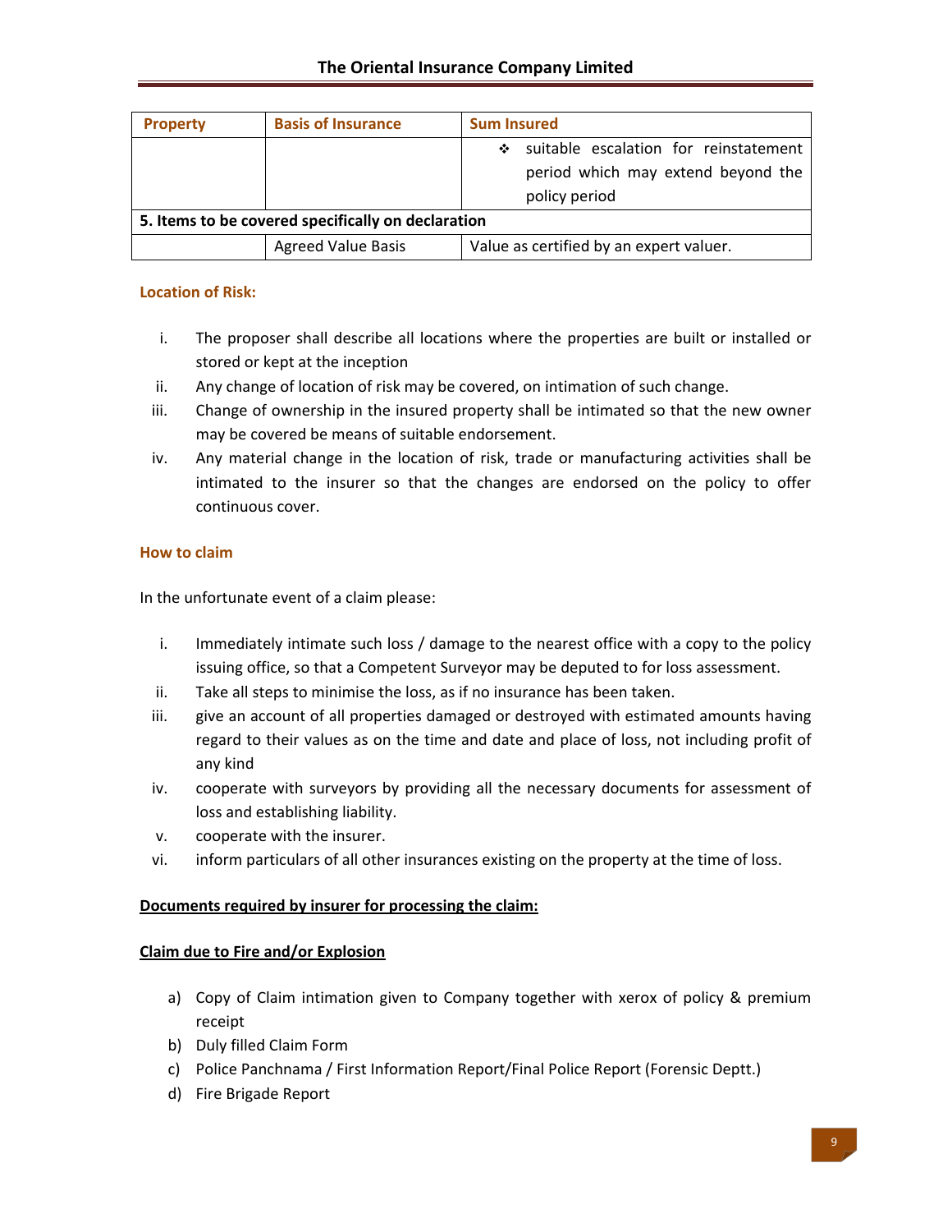| Property | Basis of Insurance | Sum Insured |
|---|---|---|
| | | ❖ suitable escalation for reinstatement period which may extend beyond the policy period |
| **5. Items to be covered specifically on declaration** | | |
| | Agreed Value Basis | Value as certified by an expert valuer. |

### Location of Risk:

i. The proposer shall describe all locations where the properties are built or installed or stored or kept at the inception
ii. Any change of location of risk may be covered, on intimation of such change.
iii. Change of ownership in the insured property shall be intimated so that the new owner may be covered be means of suitable endorsement.
iv. Any material change in the location of risk, trade or manufacturing activities shall be intimated to the insurer so that the changes are endorsed on the policy to offer continuous cover.

### How to claim

In the unfortunate event of a claim please:

i. Immediately intimate such loss / damage to the nearest office with a copy to the policy issuing office, so that a Competent Surveyor may be deputed to for loss assessment.
ii. Take all steps to minimise the loss, as if no insurance has been taken.
iii. give an account of all properties damaged or destroyed with estimated amounts having regard to their values as on the time and date and place of loss, not including profit of any kind
iv. cooperate with surveyors by providing all the necessary documents for assessment of loss and establishing liability.
v. cooperate with the insurer.
vi. inform particulars of all other insurances existing on the property at the time of loss.

**Documents required by insurer for processing the claim:**

**Claim due to Fire and/or Explosion**

a) Copy of Claim intimation given to Company together with xerox of policy & premium receipt
b) Duly filled Claim Form
c) Police Panchnama / First Information Report/Final Police Report (Forensic Deptt.)
d) Fire Brigade Report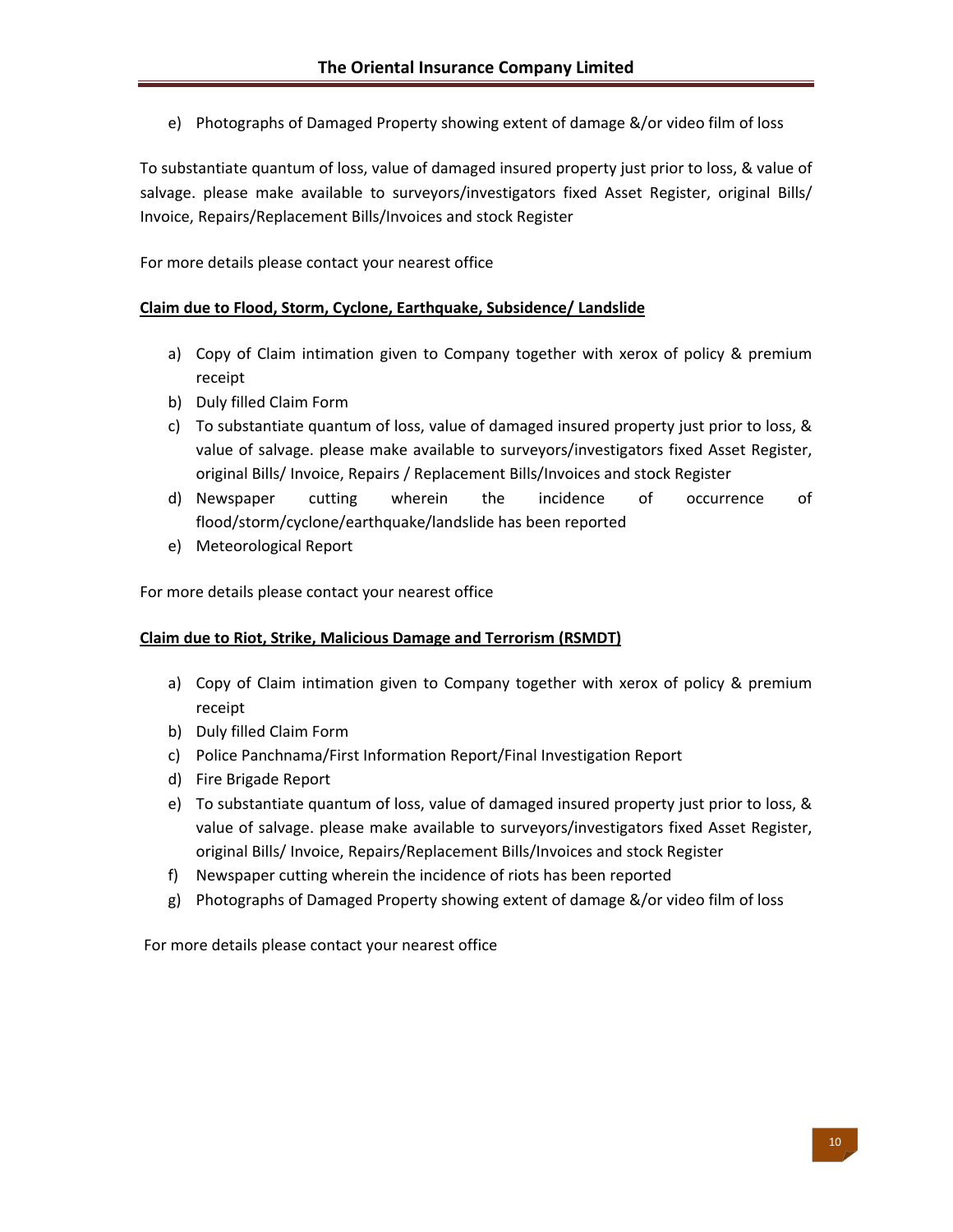e) Photographs of Damaged Property showing extent of damage &/or video film of loss

To substantiate quantum of loss, value of damaged insured property just prior to loss, & value of salvage. please make available to surveyors/investigators fixed Asset Register, original Bills/ Invoice, Repairs/Replacement Bills/Invoices and stock Register

For more details please contact your nearest office

**<u>Claim due to Flood, Storm, Cyclone, Earthquake, Subsidence/ Landslide</u>**

a) Copy of Claim intimation given to Company together with xerox of policy & premium receipt
b) Duly filled Claim Form
c) To substantiate quantum of loss, value of damaged insured property just prior to loss, & value of salvage. please make available to surveyors/investigators fixed Asset Register, original Bills/ Invoice, Repairs / Replacement Bills/Invoices and stock Register
d) Newspaper cutting wherein the incidence of occurrence of flood/storm/cyclone/earthquake/landslide has been reported
e) Meteorological Report

For more details please contact your nearest office

**<u>Claim due to Riot, Strike, Malicious Damage and Terrorism (RSMDT)</u>**

a) Copy of Claim intimation given to Company together with xerox of policy & premium receipt
b) Duly filled Claim Form
c) Police Panchnama/First Information Report/Final Investigation Report
d) Fire Brigade Report
e) To substantiate quantum of loss, value of damaged insured property just prior to loss, & value of salvage. please make available to surveyors/investigators fixed Asset Register, original Bills/ Invoice, Repairs/Replacement Bills/Invoices and stock Register
f) Newspaper cutting wherein the incidence of riots has been reported
g) Photographs of Damaged Property showing extent of damage &/or video film of loss

For more details please contact your nearest office